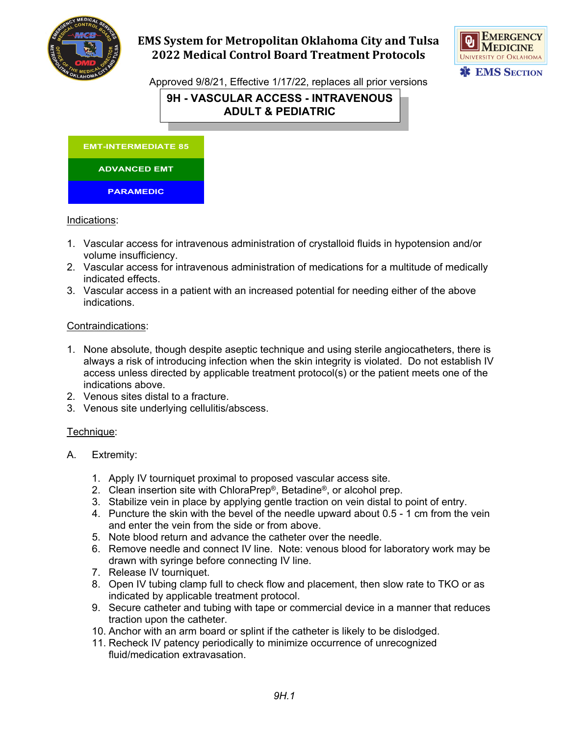# EMS System for Metropolitan Oklahoma City and Tulsa
## 2022 Medical Control Board Treatment Protocols

Approved 9/8/21, Effective 1/17/22, replaces all prior versions

## 9H - VASCULAR ACCESS - INTRAVENOUS ADULT & PEDIATRIC

**EMT-INTERMEDIATE 85**

**ADVANCED EMT**

**PARAMEDIC**

Indications:

1. Vascular access for intravenous administration of crystalloid fluids in hypotension and/or volume insufficiency.
2. Vascular access for intravenous administration of medications for a multitude of medically indicated effects.
3. Vascular access in a patient with an increased potential for needing either of the above indications.

Contraindications:

1. None absolute, though despite aseptic technique and using sterile angiocatheters, there is always a risk of introducing infection when the skin integrity is violated. Do not establish IV access unless directed by applicable treatment protocol(s) or the patient meets one of the indications above.
2. Venous sites distal to a fracture.
3. Venous site underlying cellulitis/abscess.

Technique:

A. Extremity:

1. Apply IV tourniquet proximal to proposed vascular access site.
2. Clean insertion site with ChloraPrep®, Betadine®, or alcohol prep.
3. Stabilize vein in place by applying gentle traction on vein distal to point of entry.
4. Puncture the skin with the bevel of the needle upward about 0.5 - 1 cm from the vein and enter the vein from the side or from above.
5. Note blood return and advance the catheter over the needle.
6. Remove needle and connect IV line. Note: venous blood for laboratory work may be drawn with syringe before connecting IV line.
7. Release IV tourniquet.
8. Open IV tubing clamp full to check flow and placement, then slow rate to TKO or as indicated by applicable treatment protocol.
9. Secure catheter and tubing with tape or commercial device in a manner that reduces traction upon the catheter.
10. Anchor with an arm board or splint if the catheter is likely to be dislodged.
11. Recheck IV patency periodically to minimize occurrence of unrecognized fluid/medication extravasation.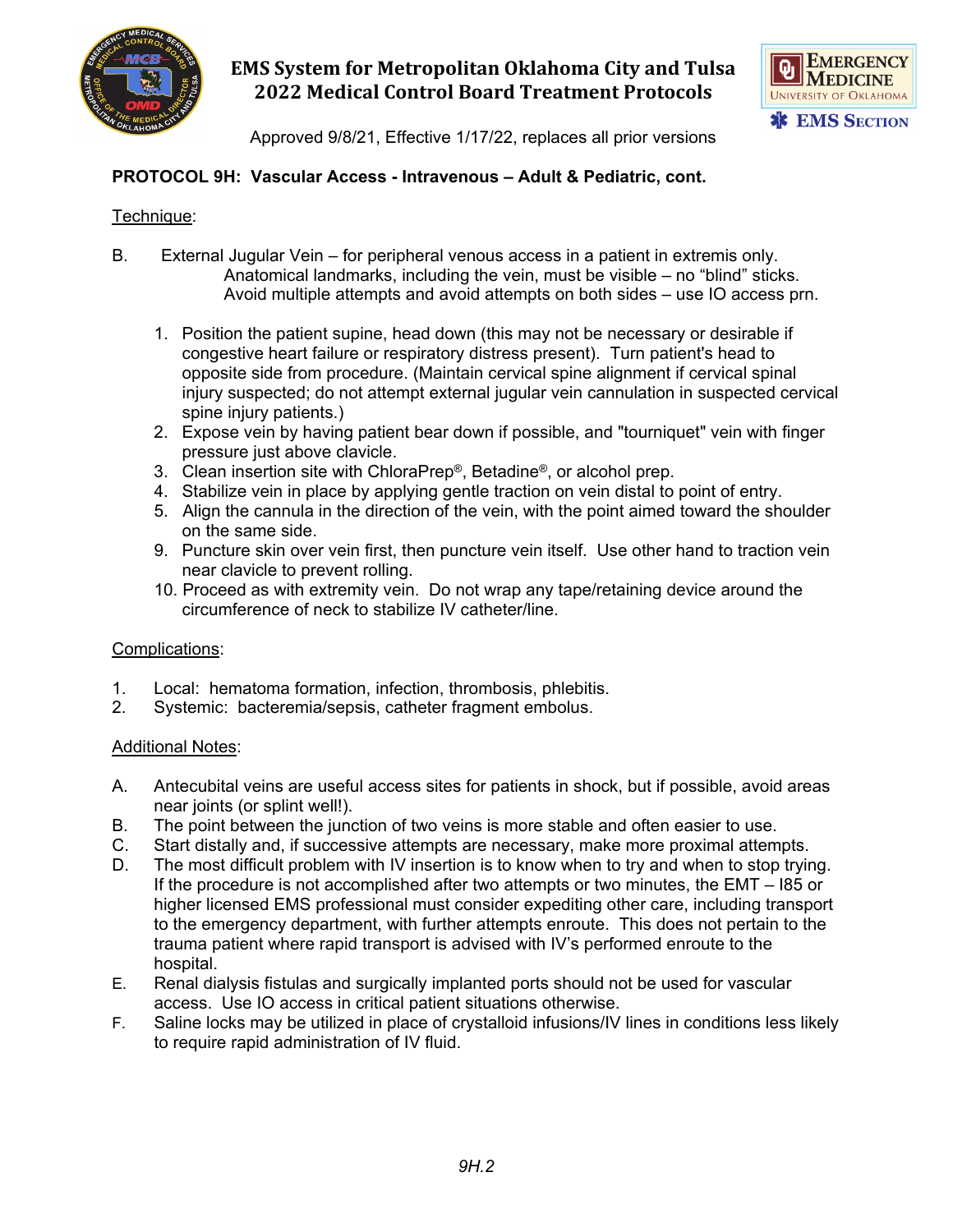**PROTOCOL 9H: Vascular Access - Intravenous – Adult & Pediatric, cont.**

Technique:

B. External Jugular Vein – for peripheral venous access in a patient in extremis only. Anatomical landmarks, including the vein, must be visible – no "blind" sticks. Avoid multiple attempts and avoid attempts on both sides – use IO access prn.

1. Position the patient supine, head down (this may not be necessary or desirable if congestive heart failure or respiratory distress present). Turn patient's head to opposite side from procedure. (Maintain cervical spine alignment if cervical spinal injury suspected; do not attempt external jugular vein cannulation in suspected cervical spine injury patients.)
2. Expose vein by having patient bear down if possible, and "tourniquet" vein with finger pressure just above clavicle.
3. Clean insertion site with ChloraPrep®, Betadine®, or alcohol prep.
4. Stabilize vein in place by applying gentle traction on vein distal to point of entry.
5. Align the cannula in the direction of the vein, with the point aimed toward the shoulder on the same side.
9. Puncture skin over vein first, then puncture vein itself. Use other hand to traction vein near clavicle to prevent rolling.
10. Proceed as with extremity vein. Do not wrap any tape/retaining device around the circumference of neck to stabilize IV catheter/line.

Complications:

1. Local: hematoma formation, infection, thrombosis, phlebitis.
2. Systemic: bacteremia/sepsis, catheter fragment embolus.

Additional Notes:

A. Antecubital veins are useful access sites for patients in shock, but if possible, avoid areas near joints (or splint well!).
B. The point between the junction of two veins is more stable and often easier to use.
C. Start distally and, if successive attempts are necessary, make more proximal attempts.
D. The most difficult problem with IV insertion is to know when to try and when to stop trying. If the procedure is not accomplished after two attempts or two minutes, the EMT – I85 or higher licensed EMS professional must consider expediting other care, including transport to the emergency department, with further attempts enroute. This does not pertain to the trauma patient where rapid transport is advised with IV's performed enroute to the hospital.
E. Renal dialysis fistulas and surgically implanted ports should not be used for vascular access. Use IO access in critical patient situations otherwise.
F. Saline locks may be utilized in place of crystalloid infusions/IV lines in conditions less likely to require rapid administration of IV fluid.